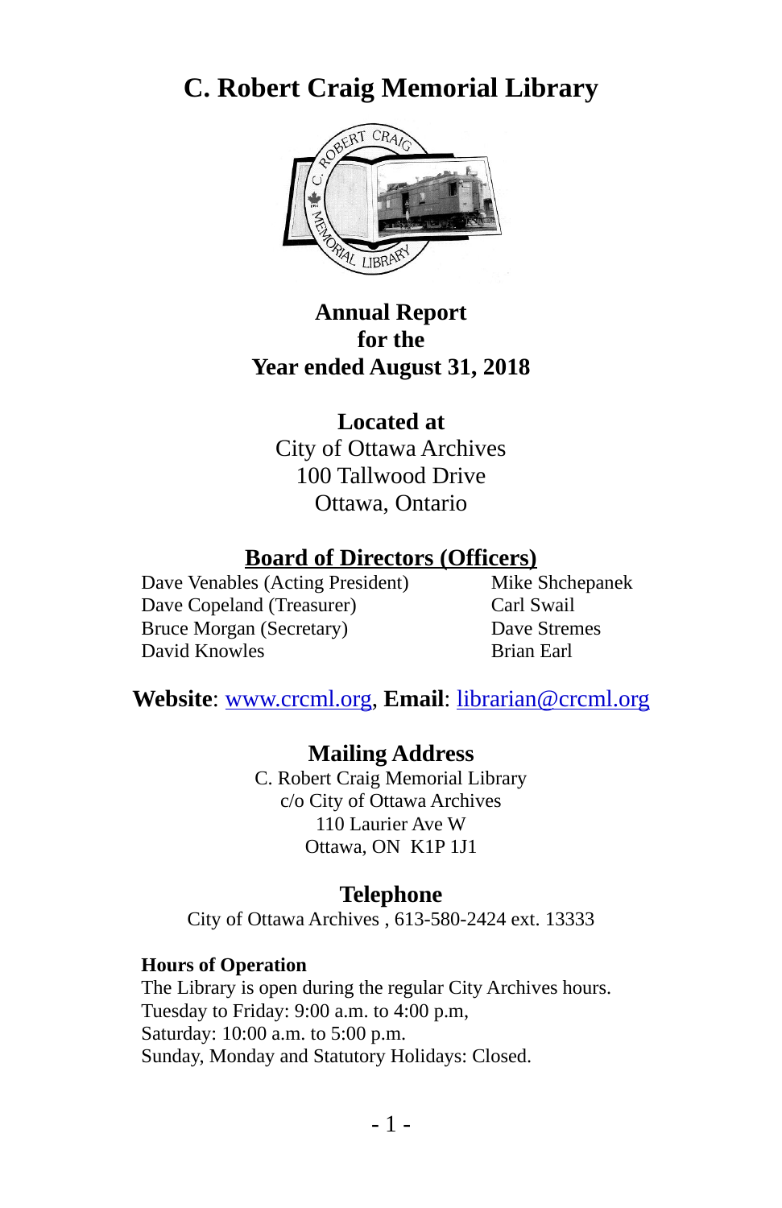# C. Robert Craig Memorial Library

**Annual Report**
**for the**
**Year ended August 31, 2018**

**Located at**
City of Ottawa Archives
100 Tallwood Drive
Ottawa, Ontario

## Board of Directors (Officers)

Dave Venables (Acting President)
Dave Copeland (Treasurer)
Bruce Morgan (Secretary)
David Knowles
Mike Shchepanek
Carl Swail
Dave Stremes
Brian Earl

**Website**: www.crcml.org, **Email**: librarian@crcml.org

**Mailing Address**
C. Robert Craig Memorial Library
c/o City of Ottawa Archives
110 Laurier Ave W
Ottawa, ON K1P 1J1

**Telephone**
City of Ottawa Archives , 613-580-2424 ext. 13333

**Hours of Operation**
The Library is open during the regular City Archives hours.
Tuesday to Friday: 9:00 a.m. to 4:00 p.m,
Saturday: 10:00 a.m. to 5:00 p.m.
Sunday, Monday and Statutory Holidays: Closed.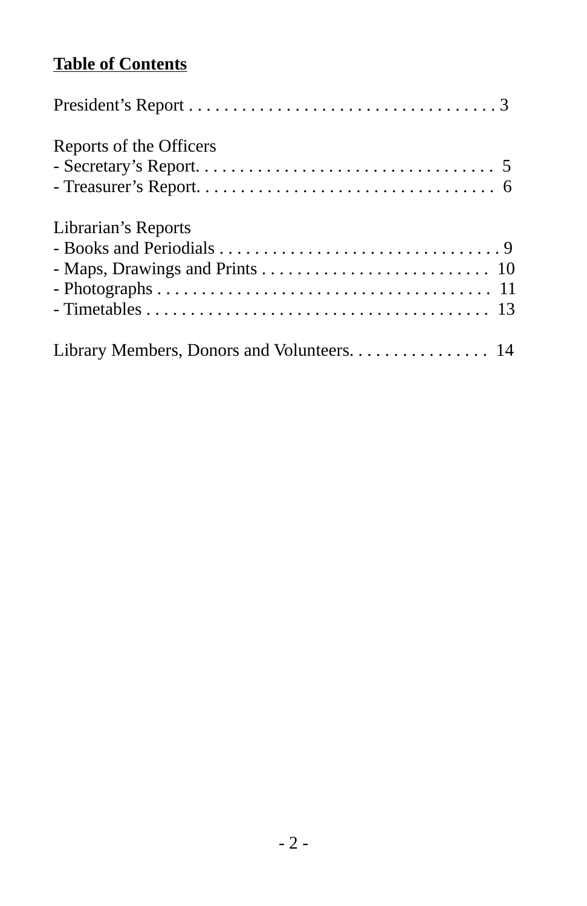**Table of Contents**

President's Report . . . . . . . . . . . . . . . . . . . . . . . . . . . . . . . . . . . 3

Reports of the Officers
- Secretary's Report. . . . . . . . . . . . . . . . . . . . . . . . . . . . . . . . . . 5
- Treasurer's Report. . . . . . . . . . . . . . . . . . . . . . . . . . . . . . . . . . 6

Librarian's Reports
- Books and Periodicals . . . . . . . . . . . . . . . . . . . . . . . . . . . . . . . . 9
- Maps, Drawings and Prints . . . . . . . . . . . . . . . . . . . . . . . . . 10
- Photographs . . . . . . . . . . . . . . . . . . . . . . . . . . . . . . . . . . . . 11
- Timetables . . . . . . . . . . . . . . . . . . . . . . . . . . . . . . . . . . . . . 13

Library Members, Donors and Volunteers. . . . . . . . . . . . . . . . 14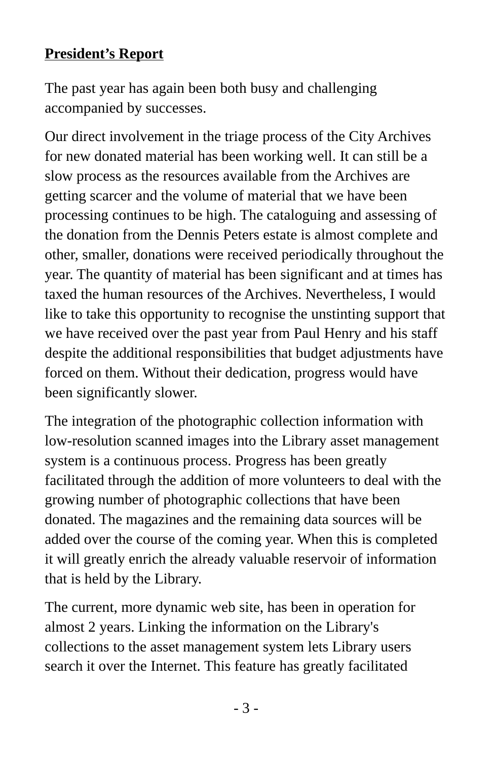**President's Report**

The past year has again been both busy and challenging accompanied by successes.

Our direct involvement in the triage process of the City Archives for new donated material has been working well. It can still be a slow process as the resources available from the Archives are getting scarcer and the volume of material that we have been processing continues to be high. The cataloguing and assessing of the donation from the Dennis Peters estate is almost complete and other, smaller, donations were received periodically throughout the year. The quantity of material has been significant and at times has taxed the human resources of the Archives. Nevertheless, I would like to take this opportunity to recognise the unstinting support that we have received over the past year from Paul Henry and his staff despite the additional responsibilities that budget adjustments have forced on them. Without their dedication, progress would have been significantly slower.

The integration of the photographic collection information with low-resolution scanned images into the Library asset management system is a continuous process. Progress has been greatly facilitated through the addition of more volunteers to deal with the growing number of photographic collections that have been donated. The magazines and the remaining data sources will be added over the course of the coming year. When this is completed it will greatly enrich the already valuable reservoir of information that is held by the Library.

The current, more dynamic web site, has been in operation for almost 2 years. Linking the information on the Library's collections to the asset management system lets Library users search it over the Internet. This feature has greatly facilitated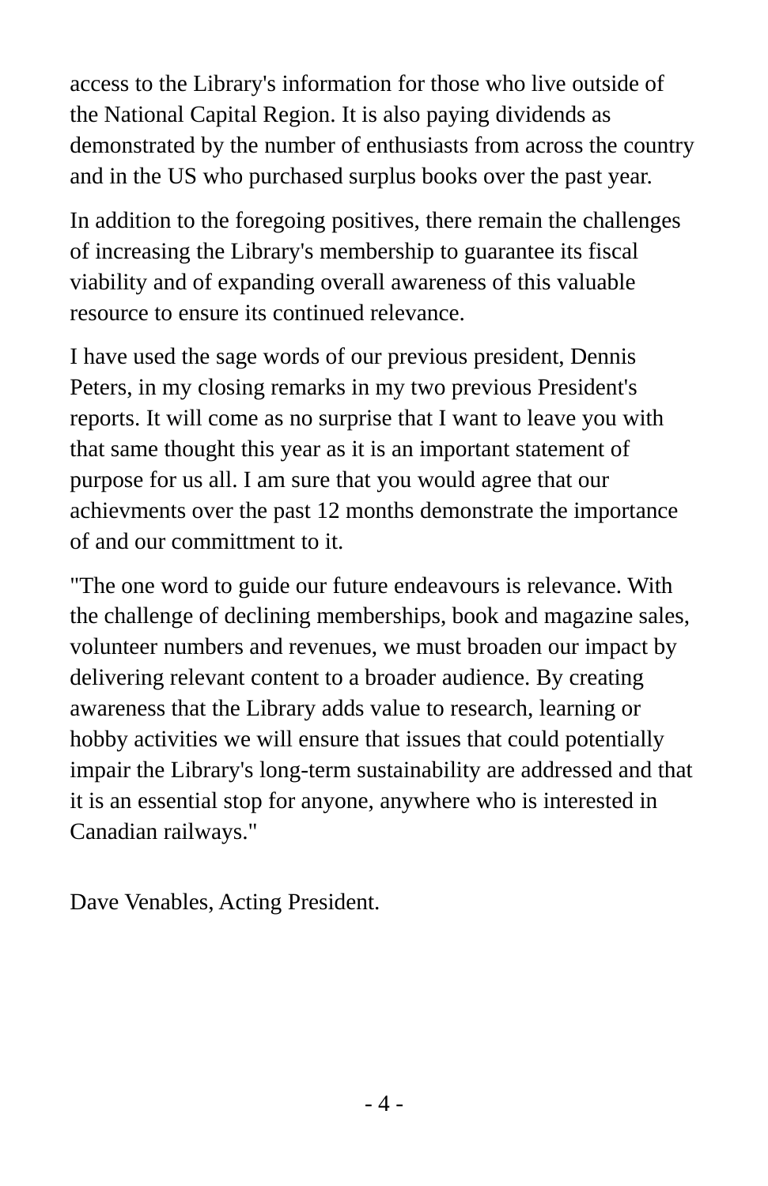access to the Library's information for those who live outside of the National Capital Region. It is also paying dividends as demonstrated by the number of enthusiasts from across the country and in the US who purchased surplus books over the past year.

In addition to the foregoing positives, there remain the challenges of increasing the Library's membership to guarantee its fiscal viability and of expanding overall awareness of this valuable resource to ensure its continued relevance.

I have used the sage words of our previous president, Dennis Peters, in my closing remarks in my two previous President's reports. It will come as no surprise that I want to leave you with that same thought this year as it is an important statement of purpose for us all. I am sure that you would agree that our achievments over the past 12 months demonstrate the importance of and our committment to it.

"The one word to guide our future endeavours is relevance. With the challenge of declining memberships, book and magazine sales, volunteer numbers and revenues, we must broaden our impact by delivering relevant content to a broader audience. By creating awareness that the Library adds value to research, learning or hobby activities we will ensure that issues that could potentially impair the Library's long-term sustainability are addressed and that it is an essential stop for anyone, anywhere who is interested in Canadian railways."

Dave Venables, Acting President.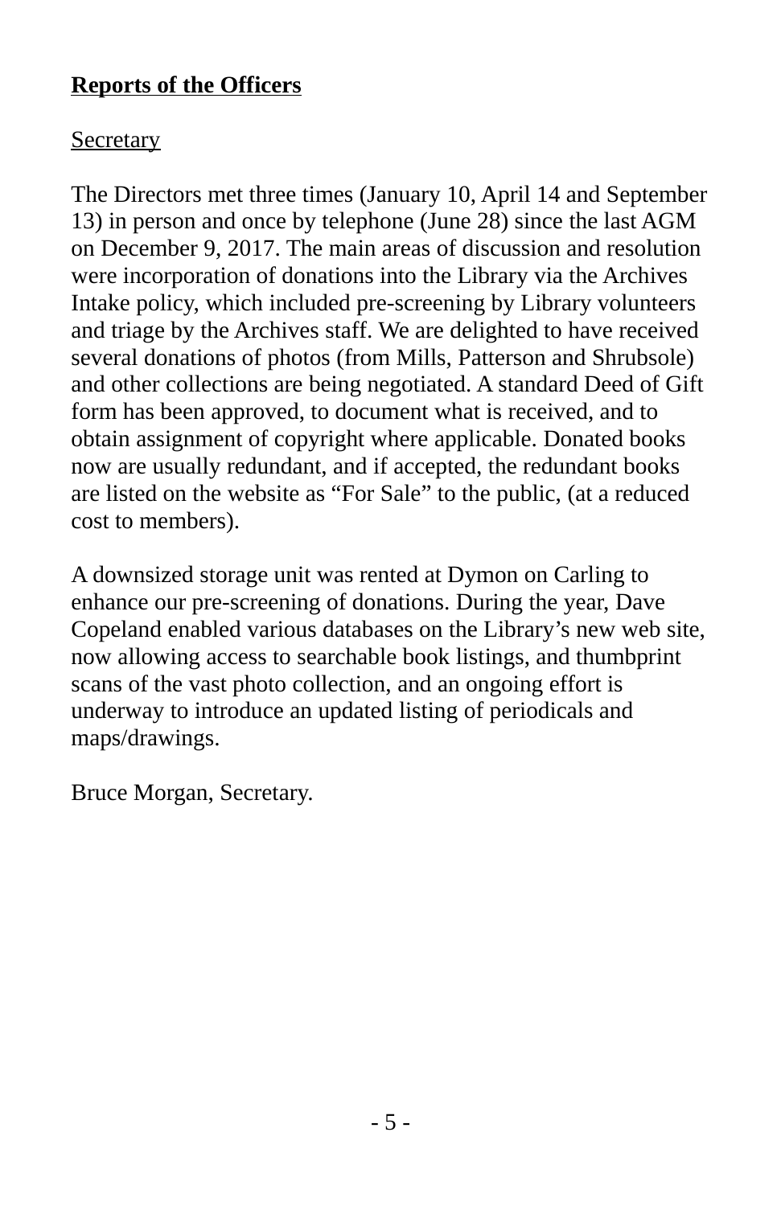## Reports of the Officers

### Secretary

The Directors met three times (January 10, April 14 and September 13) in person and once by telephone (June 28) since the last AGM on December 9, 2017. The main areas of discussion and resolution were incorporation of donations into the Library via the Archives Intake policy, which included pre-screening by Library volunteers and triage by the Archives staff. We are delighted to have received several donations of photos (from Mills, Patterson and Shrubsole) and other collections are being negotiated. A standard Deed of Gift form has been approved, to document what is received, and to obtain assignment of copyright where applicable. Donated books now are usually redundant, and if accepted, the redundant books are listed on the website as "For Sale" to the public, (at a reduced cost to members).

A downsized storage unit was rented at Dymon on Carling to enhance our pre-screening of donations. During the year, Dave Copeland enabled various databases on the Library's new web site, now allowing access to searchable book listings, and thumbprint scans of the vast photo collection, and an ongoing effort is underway to introduce an updated listing of periodicals and maps/drawings.

Bruce Morgan, Secretary.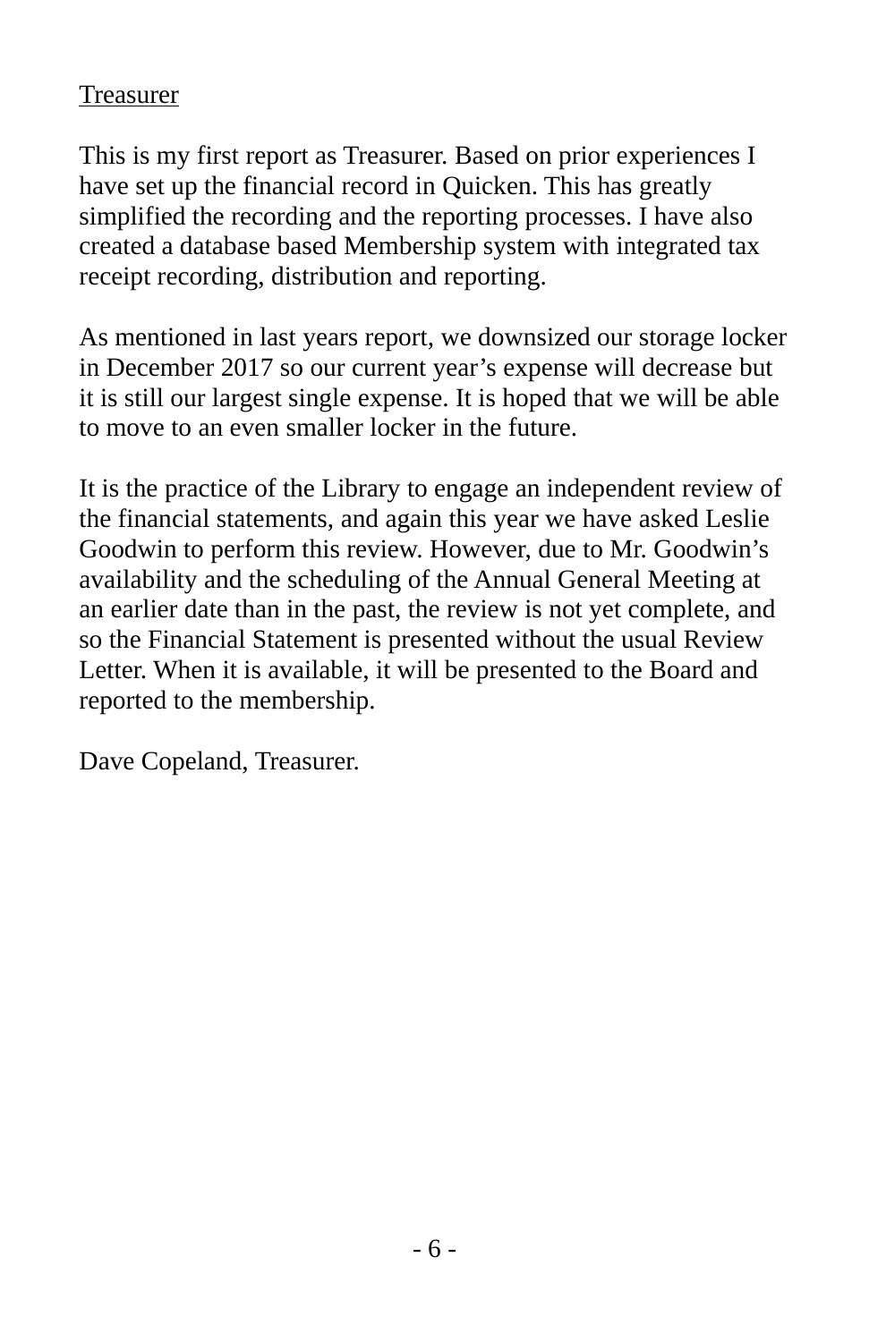## Treasurer

This is my first report as Treasurer. Based on prior experiences I have set up the financial record in Quicken. This has greatly simplified the recording and the reporting processes. I have also created a database based Membership system with integrated tax receipt recording, distribution and reporting.

As mentioned in last years report, we downsized our storage locker in December 2017 so our current year's expense will decrease but it is still our largest single expense. It is hoped that we will be able to move to an even smaller locker in the future.

It is the practice of the Library to engage an independent review of the financial statements, and again this year we have asked Leslie Goodwin to perform this review. However, due to Mr. Goodwin's availability and the scheduling of the Annual General Meeting at an earlier date than in the past, the review is not yet complete, and so the Financial Statement is presented without the usual Review Letter. When it is available, it will be presented to the Board and reported to the membership.

Dave Copeland, Treasurer.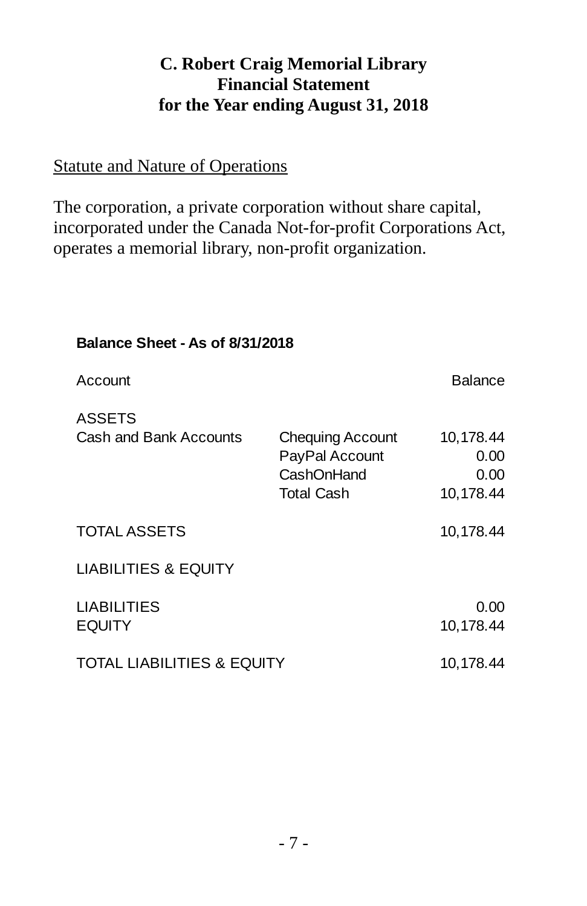# C. Robert Craig Memorial Library
# Financial Statement
# for the Year ending August 31, 2018

<u>Statute and Nature of Operations</u>

The corporation, a private corporation without share capital, incorporated under the Canada Not-for-profit Corporations Act, operates a memorial library, non-profit organization.

**Balance Sheet - As of 8/31/2018**

| Account | | Balance |
|---|---|---|
| ASSETS | | |
| Cash and Bank Accounts | Chequing Account | 10,178.44 |
| | PayPal Account | 0.00 |
| | CashOnHand | 0.00 |
| | Total Cash | 10,178.44 |
| TOTAL ASSETS | | 10,178.44 |
| LIABILITIES & EQUITY | | |
| LIABILITIES | | 0.00 |
| EQUITY | | 10,178.44 |
| TOTAL LIABILITIES & EQUITY | | 10,178.44 |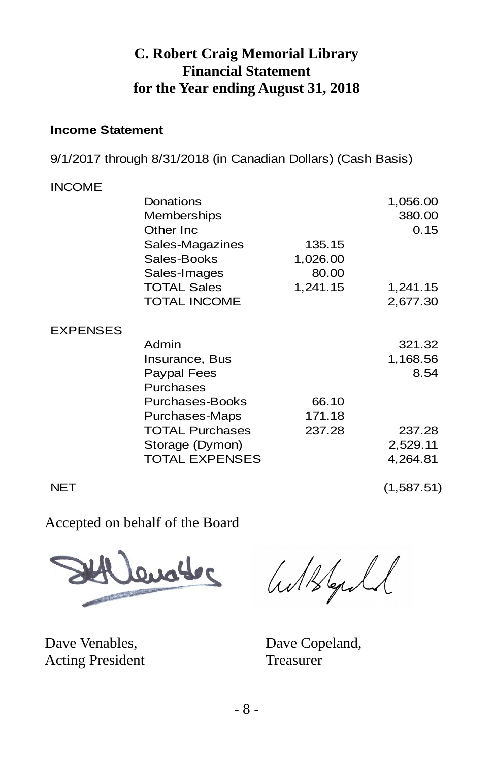# C. Robert Craig Memorial Library
# Financial Statement
# for the Year ending August 31, 2018

**Income Statement**

9/1/2017 through 8/31/2018 (in Canadian Dollars) (Cash Basis)

| | | | |
|---|---|---|---|
| INCOME | | | |
| | Donations | | 1,056.00 |
| | Memberships | | 380.00 |
| | Other Inc | | 0.15 |
| | Sales-Magazines | 135.15 | |
| | Sales-Books | 1,026.00 | |
| | Sales-Images | 80.00 | |
| | TOTAL Sales | 1,241.15 | 1,241.15 |
| | TOTAL INCOME | | 2,677.30 |
| EXPENSES | | | |
| | Admin | | 321.32 |
| | Insurance, Bus | | 1,168.56 |
| | Paypal Fees | | 8.54 |
| | Purchases | | |
| | Purchases-Books | 66.10 | |
| | Purchases-Maps | 171.18 | |
| | TOTAL Purchases | 237.28 | 237.28 |
| | Storage (Dymon) | | 2,529.11 |
| | TOTAL EXPENSES | | 4,264.81 |
| NET | | | (1,587.51) |

Accepted on behalf of the Board

Dave Venables,
Acting President

Dave Copeland,
Treasurer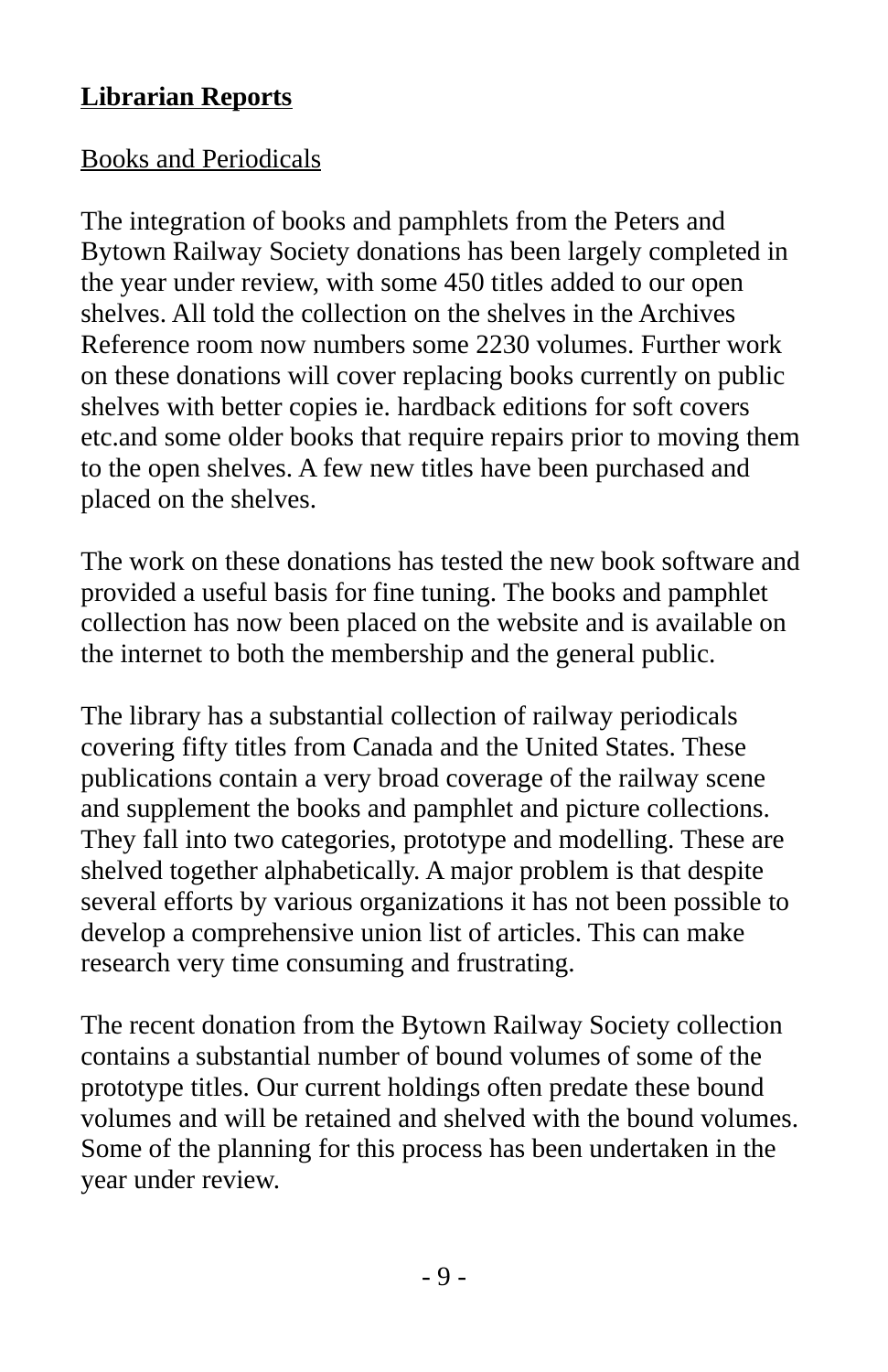## Librarian Reports

### Books and Periodicals

The integration of books and pamphlets from the Peters and Bytown Railway Society donations has been largely completed in the year under review, with some 450 titles added to our open shelves. All told the collection on the shelves in the Archives Reference room now numbers some 2230 volumes. Further work on these donations will cover replacing books currently on public shelves with better copies ie. hardback editions for soft covers etc.and some older books that require repairs prior to moving them to the open shelves. A few new titles have been purchased and placed on the shelves.

The work on these donations has tested the new book software and provided a useful basis for fine tuning. The books and pamphlet collection has now been placed on the website and is available on the internet to both the membership and the general public.

The library has a substantial collection of railway periodicals covering fifty titles from Canada and the United States. These publications contain a very broad coverage of the railway scene and supplement the books and pamphlet and picture collections. They fall into two categories, prototype and modelling. These are shelved together alphabetically. A major problem is that despite several efforts by various organizations it has not been possible to develop a comprehensive union list of articles. This can make research very time consuming and frustrating.

The recent donation from the Bytown Railway Society collection contains a substantial number of bound volumes of some of the prototype titles. Our current holdings often predate these bound volumes and will be retained and shelved with the bound volumes. Some of the planning for this process has been undertaken in the year under review.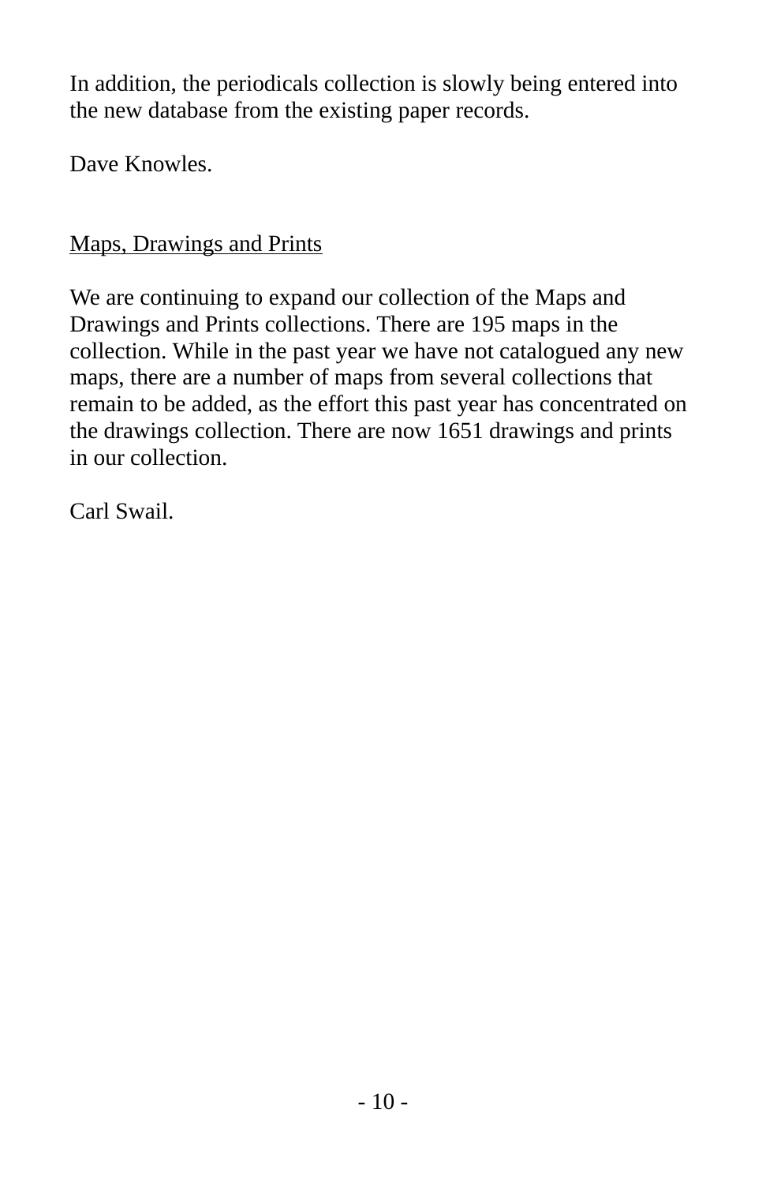In addition, the periodicals collection is slowly being entered into the new database from the existing paper records.

Dave Knowles.

## Maps, Drawings and Prints

We are continuing to expand our collection of the Maps and Drawings and Prints collections. There are 195 maps in the collection. While in the past year we have not catalogued any new maps, there are a number of maps from several collections that remain to be added, as the effort this past year has concentrated on the drawings collection. There are now 1651 drawings and prints in our collection.

Carl Swail.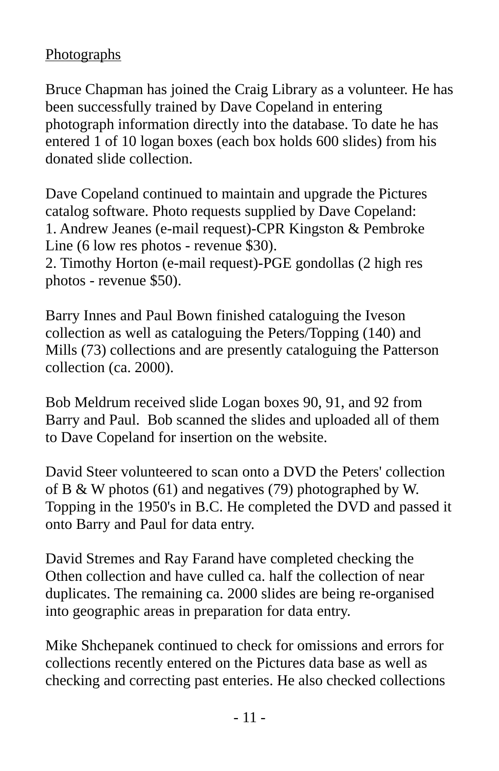## Photographs

Bruce Chapman has joined the Craig Library as a volunteer. He has been successfully trained by Dave Copeland in entering photograph information directly into the database. To date he has entered 1 of 10 logan boxes (each box holds 600 slides) from his donated slide collection.

Dave Copeland continued to maintain and upgrade the Pictures catalog software. Photo requests supplied by Dave Copeland:
1. Andrew Jeanes (e-mail request)-CPR Kingston & Pembroke Line (6 low res photos - revenue $30).
2. Timothy Horton (e-mail request)-PGE gondollas (2 high res photos - revenue $50).

Barry Innes and Paul Bown finished cataloguing the Iveson collection as well as cataloguing the Peters/Topping (140) and Mills (73) collections and are presently cataloguing the Patterson collection (ca. 2000).

Bob Meldrum received slide Logan boxes 90, 91, and 92 from Barry and Paul. Bob scanned the slides and uploaded all of them to Dave Copeland for insertion on the website.

David Steer volunteered to scan onto a DVD the Peters' collection of B & W photos (61) and negatives (79) photographed by W. Topping in the 1950's in B.C. He completed the DVD and passed it onto Barry and Paul for data entry.

David Stremes and Ray Farand have completed checking the Othen collection and have culled ca. half the collection of near duplicates. The remaining ca. 2000 slides are being re-organised into geographic areas in preparation for data entry.

Mike Shchepanek continued to check for omissions and errors for collections recently entered on the Pictures data base as well as checking and correcting past enteries. He also checked collections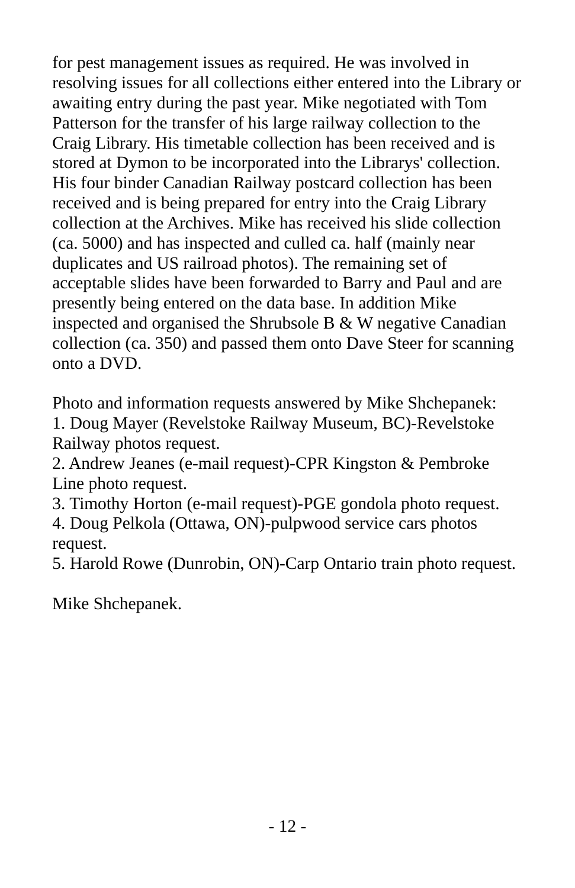for pest management issues as required. He was involved in resolving issues for all collections either entered into the Library or awaiting entry during the past year. Mike negotiated with Tom Patterson for the transfer of his large railway collection to the Craig Library. His timetable collection has been received and is stored at Dymon to be incorporated into the Librarys' collection. His four binder Canadian Railway postcard collection has been received and is being prepared for entry into the Craig Library collection at the Archives. Mike has received his slide collection (ca. 5000) and has inspected and culled ca. half (mainly near duplicates and US railroad photos). The remaining set of acceptable slides have been forwarded to Barry and Paul and are presently being entered on the data base. In addition Mike inspected and organised the Shrubsole B & W negative Canadian collection (ca. 350) and passed them onto Dave Steer for scanning onto a DVD.

Photo and information requests answered by Mike Shchepanek:
1. Doug Mayer (Revelstoke Railway Museum, BC)-Revelstoke Railway photos request.
2. Andrew Jeanes (e-mail request)-CPR Kingston & Pembroke Line photo request.
3. Timothy Horton (e-mail request)-PGE gondola photo request.
4. Doug Pelkola (Ottawa, ON)-pulpwood service cars photos request.
5. Harold Rowe (Dunrobin, ON)-Carp Ontario train photo request.

Mike Shchepanek.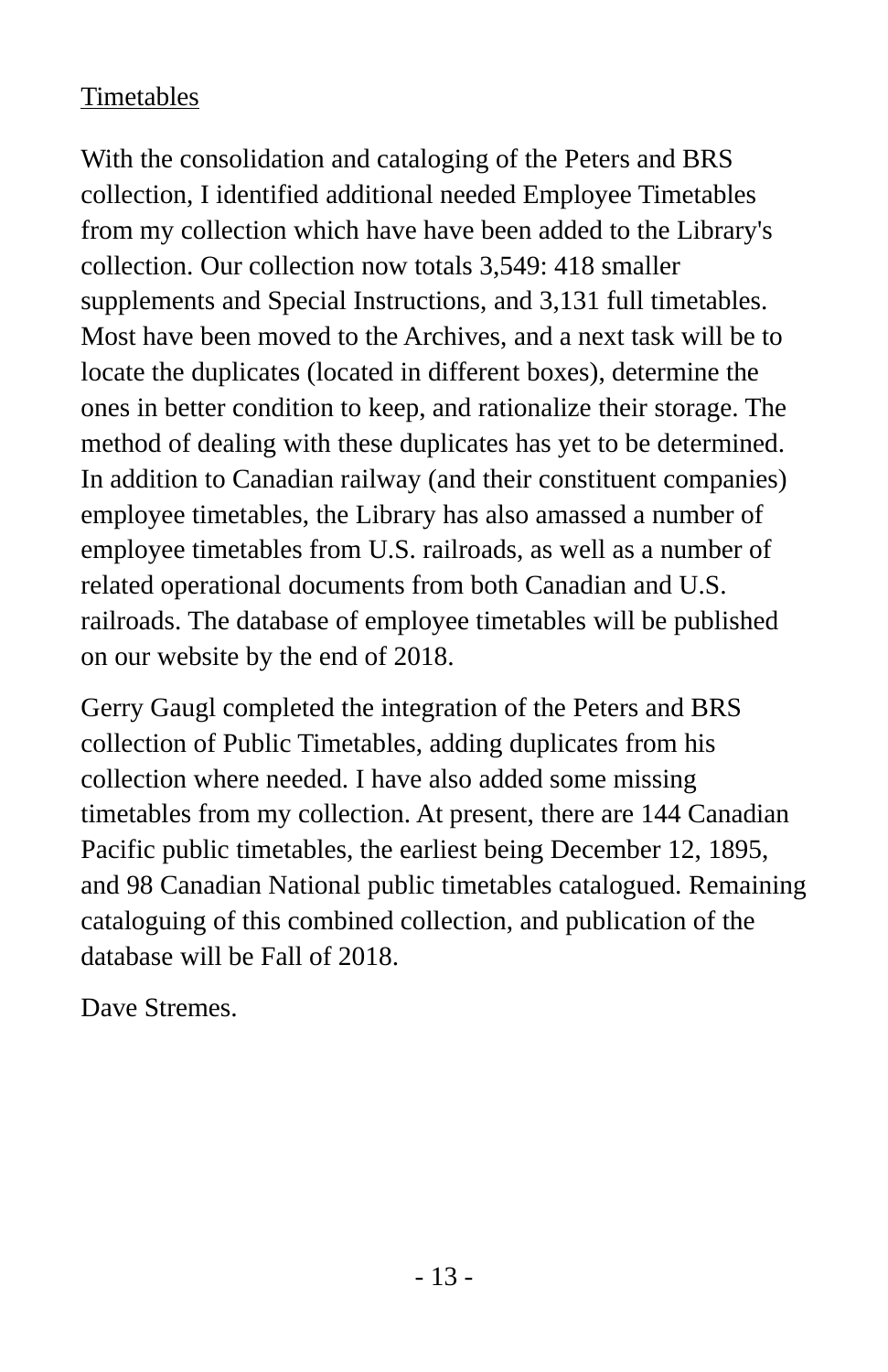## Timetables

With the consolidation and cataloging of the Peters and BRS collection, I identified additional needed Employee Timetables from my collection which have have been added to the Library's collection. Our collection now totals 3,549: 418 smaller supplements and Special Instructions, and 3,131 full timetables. Most have been moved to the Archives, and a next task will be to locate the duplicates (located in different boxes), determine the ones in better condition to keep, and rationalize their storage. The method of dealing with these duplicates has yet to be determined. In addition to Canadian railway (and their constituent companies) employee timetables, the Library has also amassed a number of employee timetables from U.S. railroads, as well as a number of related operational documents from both Canadian and U.S. railroads. The database of employee timetables will be published on our website by the end of 2018.

Gerry Gaugl completed the integration of the Peters and BRS collection of Public Timetables, adding duplicates from his collection where needed. I have also added some missing timetables from my collection. At present, there are 144 Canadian Pacific public timetables, the earliest being December 12, 1895, and 98 Canadian National public timetables catalogued. Remaining cataloguing of this combined collection, and publication of the database will be Fall of 2018.

Dave Stremes.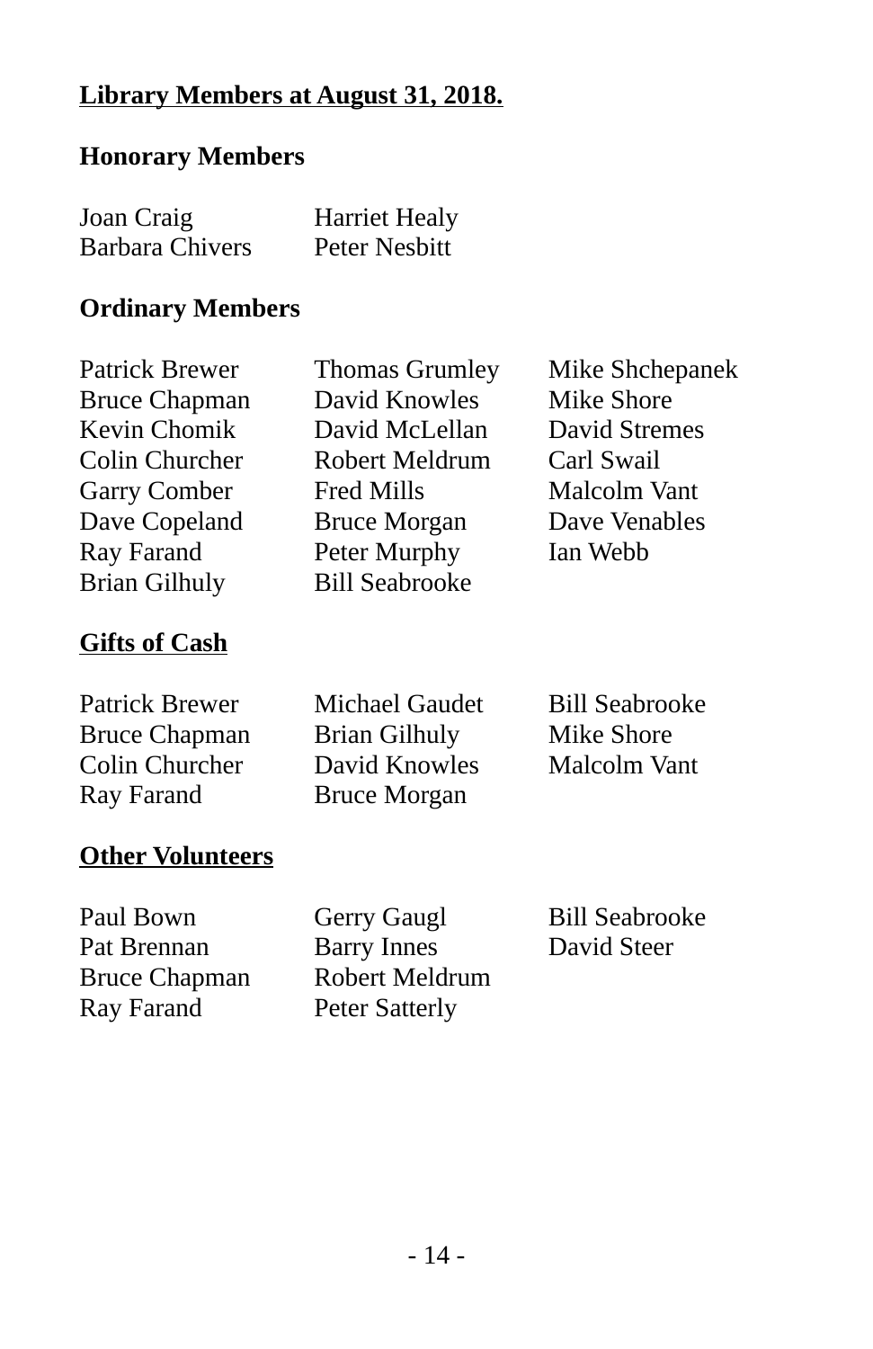## Library Members at August 31, 2018.

### Honorary Members

Joan Craig
Barbara Chivers
Harriet Healy
Peter Nesbitt

### Ordinary Members

Patrick Brewer
Bruce Chapman
Kevin Chomik
Colin Churcher
Garry Comber
Dave Copeland
Ray Farand
Brian Gilhuly
Thomas Grumley
David Knowles
David McLellan
Robert Meldrum
Fred Mills
Bruce Morgan
Peter Murphy
Bill Seabrooke
Mike Shchepanek
Mike Shore
David Stremes
Carl Swail
Malcolm Vant
Dave Venables
Ian Webb

### Gifts of Cash

Patrick Brewer
Bruce Chapman
Colin Churcher
Ray Farand
Michael Gaudet
Brian Gilhuly
David Knowles
Bruce Morgan
Bill Seabrooke
Mike Shore
Malcolm Vant

### Other Volunteers

Paul Bown
Pat Brennan
Bruce Chapman
Ray Farand
Gerry Gaugl
Barry Innes
Robert Meldrum
Peter Satterly
Bill Seabrooke
David Steer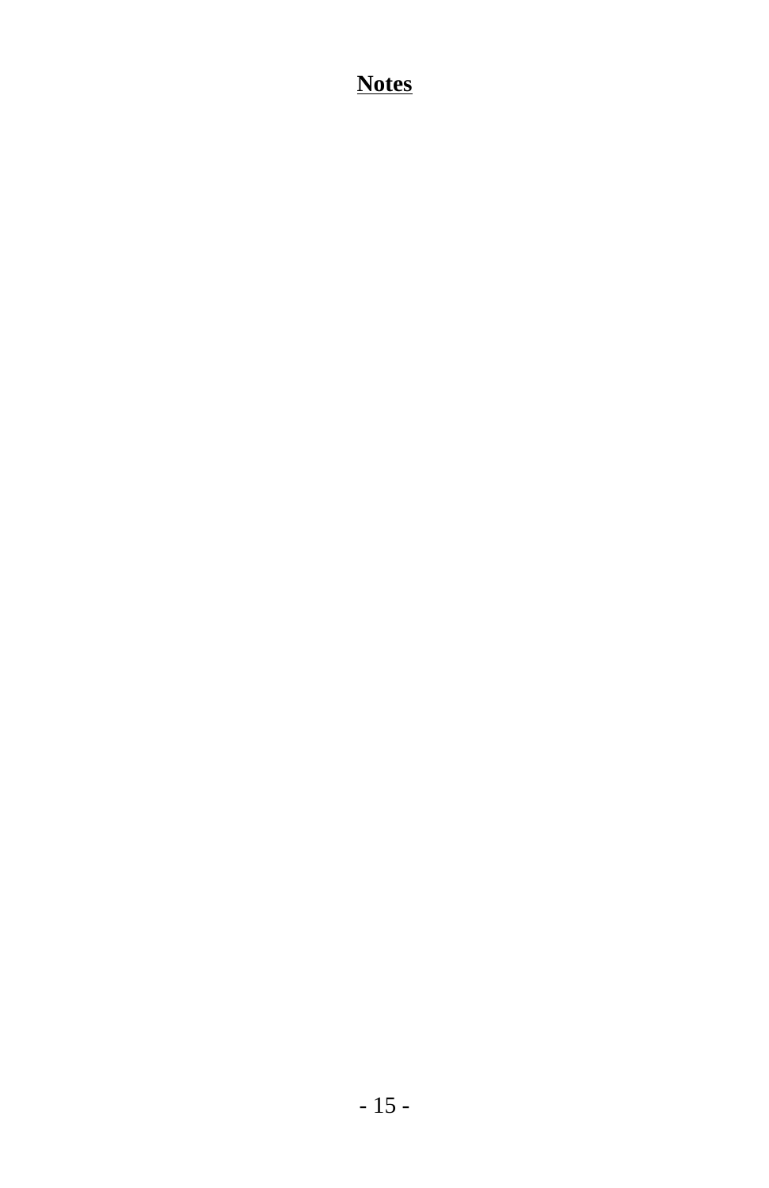**Notes**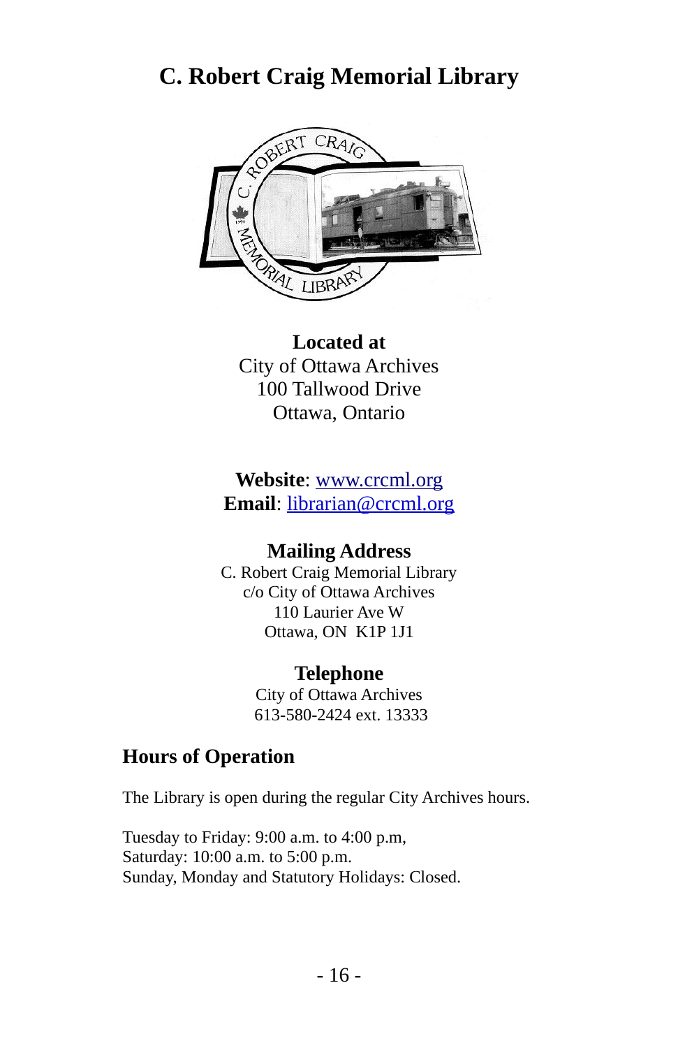# C. Robert Craig Memorial Library

**Located at**
City of Ottawa Archives
100 Tallwood Drive
Ottawa, Ontario

**Website**: www.crcml.org
**Email**: librarian@crcml.org

**Mailing Address**
C. Robert Craig Memorial Library
c/o City of Ottawa Archives
110 Laurier Ave W
Ottawa, ON  K1P 1J1

**Telephone**
City of Ottawa Archives
613-580-2424 ext. 13333

## Hours of Operation

The Library is open during the regular City Archives hours.

Tuesday to Friday: 9:00 a.m. to 4:00 p.m,
Saturday: 10:00 a.m. to 5:00 p.m.
Sunday, Monday and Statutory Holidays: Closed.